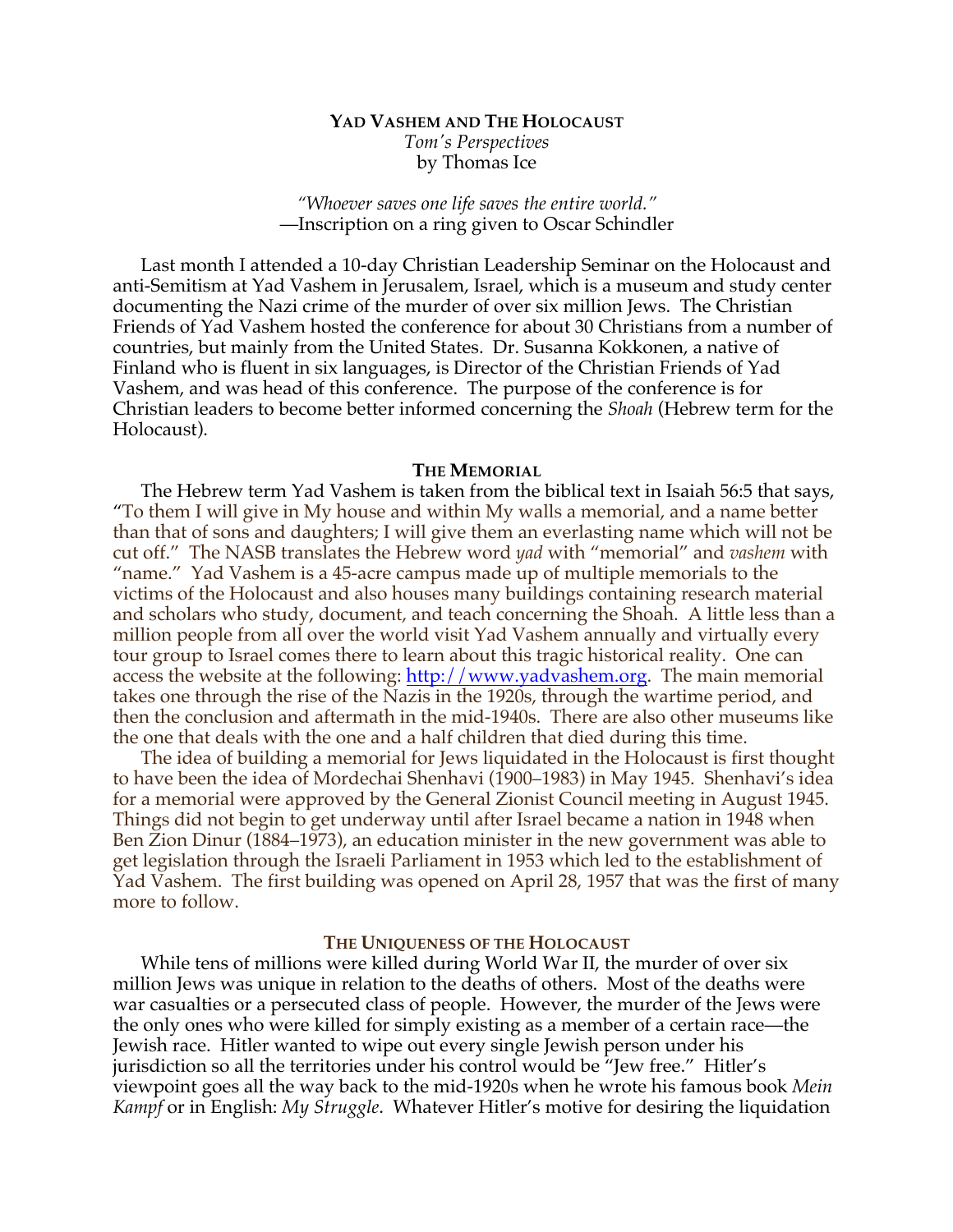# YAD VASHEM AND THE HOLOCAUST

*Tom's Perspectives*
by Thomas Ice

*"Whoever saves one life saves the entire world."*
—Inscription on a ring given to Oscar Schindler

Last month I attended a 10-day Christian Leadership Seminar on the Holocaust and anti-Semitism at Yad Vashem in Jerusalem, Israel, which is a museum and study center documenting the Nazi crime of the murder of over six million Jews. The Christian Friends of Yad Vashem hosted the conference for about 30 Christians from a number of countries, but mainly from the United States. Dr. Susanna Kokkonen, a native of Finland who is fluent in six languages, is Director of the Christian Friends of Yad Vashem, and was head of this conference. The purpose of the conference is for Christian leaders to become better informed concerning the *Shoah* (Hebrew term for the Holocaust).

## THE MEMORIAL

The Hebrew term Yad Vashem is taken from the biblical text in Isaiah 56:5 that says, "To them I will give in My house and within My walls a memorial, and a name better than that of sons and daughters; I will give them an everlasting name which will not be cut off." The NASB translates the Hebrew word *yad* with "memorial" and *vashem* with "name." Yad Vashem is a 45-acre campus made up of multiple memorials to the victims of the Holocaust and also houses many buildings containing research material and scholars who study, document, and teach concerning the Shoah. A little less than a million people from all over the world visit Yad Vashem annually and virtually every tour group to Israel comes there to learn about this tragic historical reality. One can access the website at the following: [http://www.yadvashem.org](http://www.yadvashem.org). The main memorial takes one through the rise of the Nazis in the 1920s, through the wartime period, and then the conclusion and aftermath in the mid-1940s. There are also other museums like the one that deals with the one and a half children that died during this time.

The idea of building a memorial for Jews liquidated in the Holocaust is first thought to have been the idea of Mordechai Shenhavi (1900–1983) in May 1945. Shenhavi's idea for a memorial were approved by the General Zionist Council meeting in August 1945. Things did not begin to get underway until after Israel became a nation in 1948 when Ben Zion Dinur (1884–1973), an education minister in the new government was able to get legislation through the Israeli Parliament in 1953 which led to the establishment of Yad Vashem. The first building was opened on April 28, 1957 that was the first of many more to follow.

## THE UNIQUENESS OF THE HOLOCAUST

While tens of millions were killed during World War II, the murder of over six million Jews was unique in relation to the deaths of others. Most of the deaths were war casualties or a persecuted class of people. However, the murder of the Jews were the only ones who were killed for simply existing as a member of a certain race—the Jewish race. Hitler wanted to wipe out every single Jewish person under his jurisdiction so all the territories under his control would be "Jew free." Hitler's viewpoint goes all the way back to the mid-1920s when he wrote his famous book *Mein Kampf* or in English: *My Struggle*. Whatever Hitler's motive for desiring the liquidation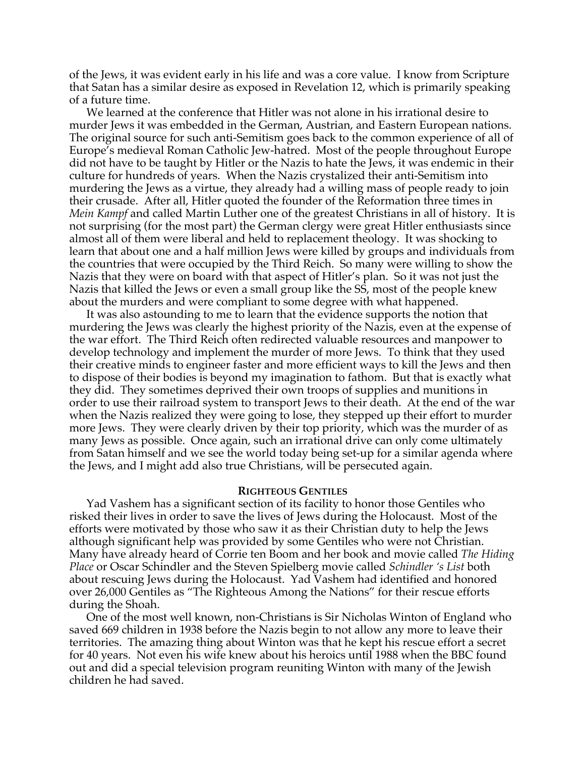of the Jews, it was evident early in his life and was a core value. I know from Scripture that Satan has a similar desire as exposed in Revelation 12, which is primarily speaking of a future time.

We learned at the conference that Hitler was not alone in his irrational desire to murder Jews it was embedded in the German, Austrian, and Eastern European nations. The original source for such anti-Semitism goes back to the common experience of all of Europe's medieval Roman Catholic Jew-hatred. Most of the people throughout Europe did not have to be taught by Hitler or the Nazis to hate the Jews, it was endemic in their culture for hundreds of years. When the Nazis crystalized their anti-Semitism into murdering the Jews as a virtue, they already had a willing mass of people ready to join their crusade. After all, Hitler quoted the founder of the Reformation three times in *Mein Kampf* and called Martin Luther one of the greatest Christians in all of history. It is not surprising (for the most part) the German clergy were great Hitler enthusiasts since almost all of them were liberal and held to replacement theology. It was shocking to learn that about one and a half million Jews were killed by groups and individuals from the countries that were occupied by the Third Reich. So many were willing to show the Nazis that they were on board with that aspect of Hitler's plan. So it was not just the Nazis that killed the Jews or even a small group like the SS, most of the people knew about the murders and were compliant to some degree with what happened.

It was also astounding to me to learn that the evidence supports the notion that murdering the Jews was clearly the highest priority of the Nazis, even at the expense of the war effort. The Third Reich often redirected valuable resources and manpower to develop technology and implement the murder of more Jews. To think that they used their creative minds to engineer faster and more efficient ways to kill the Jews and then to dispose of their bodies is beyond my imagination to fathom. But that is exactly what they did. They sometimes deprived their own troops of supplies and munitions in order to use their railroad system to transport Jews to their death. At the end of the war when the Nazis realized they were going to lose, they stepped up their effort to murder more Jews. They were clearly driven by their top priority, which was the murder of as many Jews as possible. Once again, such an irrational drive can only come ultimately from Satan himself and we see the world today being set-up for a similar agenda where the Jews, and I might add also true Christians, will be persecuted again.

### Righteous Gentiles

Yad Vashem has a significant section of its facility to honor those Gentiles who risked their lives in order to save the lives of Jews during the Holocaust. Most of the efforts were motivated by those who saw it as their Christian duty to help the Jews although significant help was provided by some Gentiles who were not Christian. Many have already heard of Corrie ten Boom and her book and movie called *The Hiding Place* or Oscar Schindler and the Steven Spielberg movie called *Schindler 's List* both about rescuing Jews during the Holocaust. Yad Vashem had identified and honored over 26,000 Gentiles as "The Righteous Among the Nations" for their rescue efforts during the Shoah.

One of the most well known, non-Christians is Sir Nicholas Winton of England who saved 669 children in 1938 before the Nazis begin to not allow any more to leave their territories. The amazing thing about Winton was that he kept his rescue effort a secret for 40 years. Not even his wife knew about his heroics until 1988 when the BBC found out and did a special television program reuniting Winton with many of the Jewish children he had saved.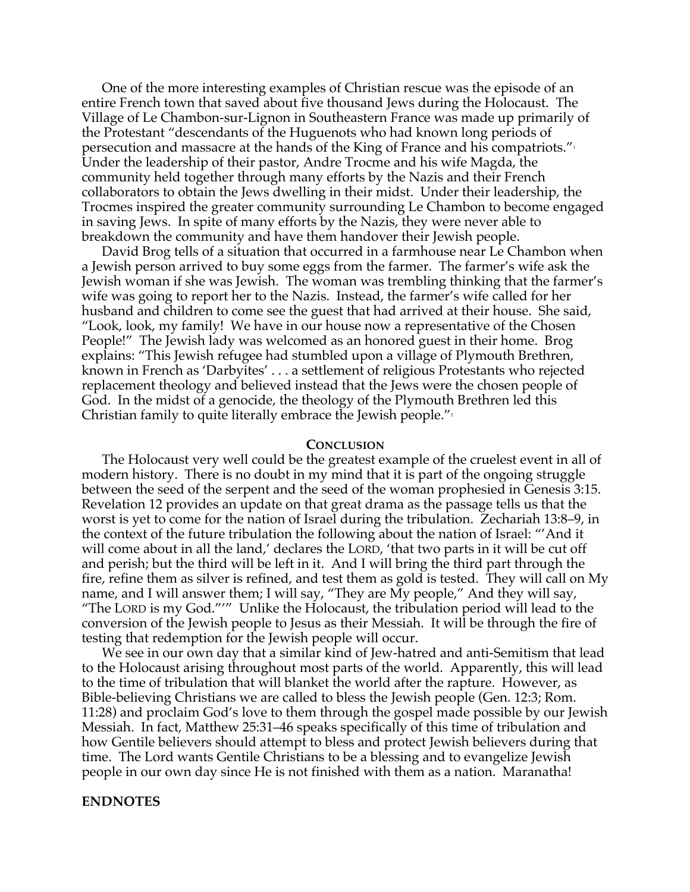One of the more interesting examples of Christian rescue was the episode of an entire French town that saved about five thousand Jews during the Holocaust. The Village of Le Chambon-sur-Lignon in Southeastern France was made up primarily of the Protestant "descendants of the Huguenots who had known long periods of persecution and massacre at the hands of the King of France and his compatriots."[1] Under the leadership of their pastor, Andre Trocme and his wife Magda, the community held together through many efforts by the Nazis and their French collaborators to obtain the Jews dwelling in their midst. Under their leadership, the Trocmes inspired the greater community surrounding Le Chambon to become engaged in saving Jews. In spite of many efforts by the Nazis, they were never able to breakdown the community and have them handover their Jewish people.

David Brog tells of a situation that occurred in a farmhouse near Le Chambon when a Jewish person arrived to buy some eggs from the farmer. The farmer's wife ask the Jewish woman if she was Jewish. The woman was trembling thinking that the farmer's wife was going to report her to the Nazis. Instead, the farmer's wife called for her husband and children to come see the guest that had arrived at their house. She said, "Look, look, my family! We have in our house now a representative of the Chosen People!" The Jewish lady was welcomed as an honored guest in their home. Brog explains: "This Jewish refugee had stumbled upon a village of Plymouth Brethren, known in French as 'Darbyites' . . . a settlement of religious Protestants who rejected replacement theology and believed instead that the Jews were the chosen people of God. In the midst of a genocide, the theology of the Plymouth Brethren led this Christian family to quite literally embrace the Jewish people."[2]

## CONCLUSION

The Holocaust very well could be the greatest example of the cruelest event in all of modern history. There is no doubt in my mind that it is part of the ongoing struggle between the seed of the serpent and the seed of the woman prophesied in Genesis 3:15. Revelation 12 provides an update on that great drama as the passage tells us that the worst is yet to come for the nation of Israel during the tribulation. Zechariah 13:8–9, in the context of the future tribulation the following about the nation of Israel: "'And it will come about in all the land,' declares the LORD, 'that two parts in it will be cut off and perish; but the third will be left in it. And I will bring the third part through the fire, refine them as silver is refined, and test them as gold is tested. They will call on My name, and I will answer them; I will say, "They are My people," And they will say, "The LORD is my God."'" Unlike the Holocaust, the tribulation period will lead to the conversion of the Jewish people to Jesus as their Messiah. It will be through the fire of testing that redemption for the Jewish people will occur.

We see in our own day that a similar kind of Jew-hatred and anti-Semitism that lead to the Holocaust arising throughout most parts of the world. Apparently, this will lead to the time of tribulation that will blanket the world after the rapture. However, as Bible-believing Christians we are called to bless the Jewish people (Gen. 12:3; Rom. 11:28) and proclaim God's love to them through the gospel made possible by our Jewish Messiah. In fact, Matthew 25:31–46 speaks specifically of this time of tribulation and how Gentile believers should attempt to bless and protect Jewish believers during that time. The Lord wants Gentile Christians to be a blessing and to evangelize Jewish people in our own day since He is not finished with them as a nation. Maranatha!

## ENDNOTES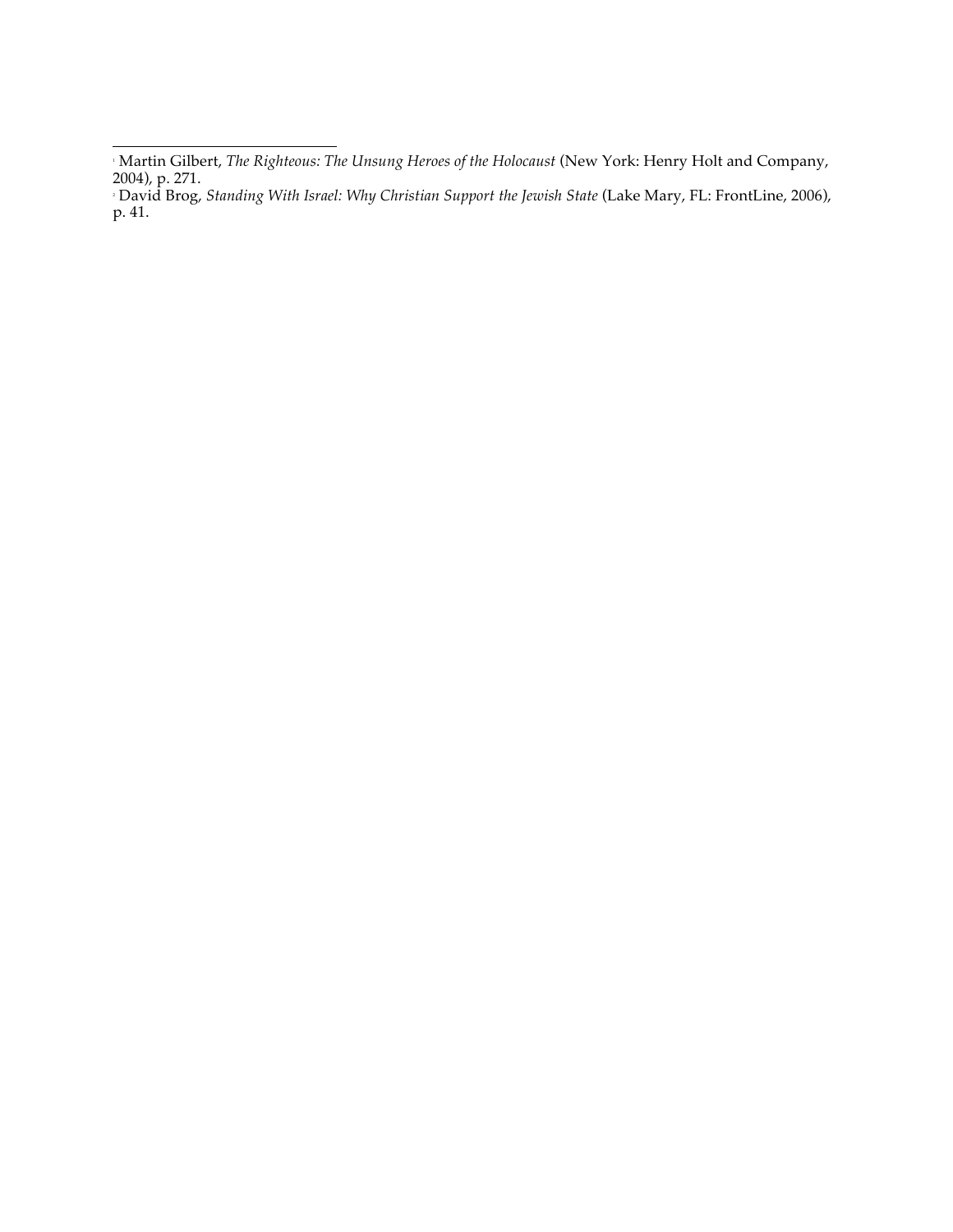[1] Martin Gilbert, *The Righteous: The Unsung Heroes of the Holocaust* (New York: Henry Holt and Company, 2004), p. 271.

[2] David Brog, *Standing With Israel: Why Christian Support the Jewish State* (Lake Mary, FL: FrontLine, 2006), p. 41.